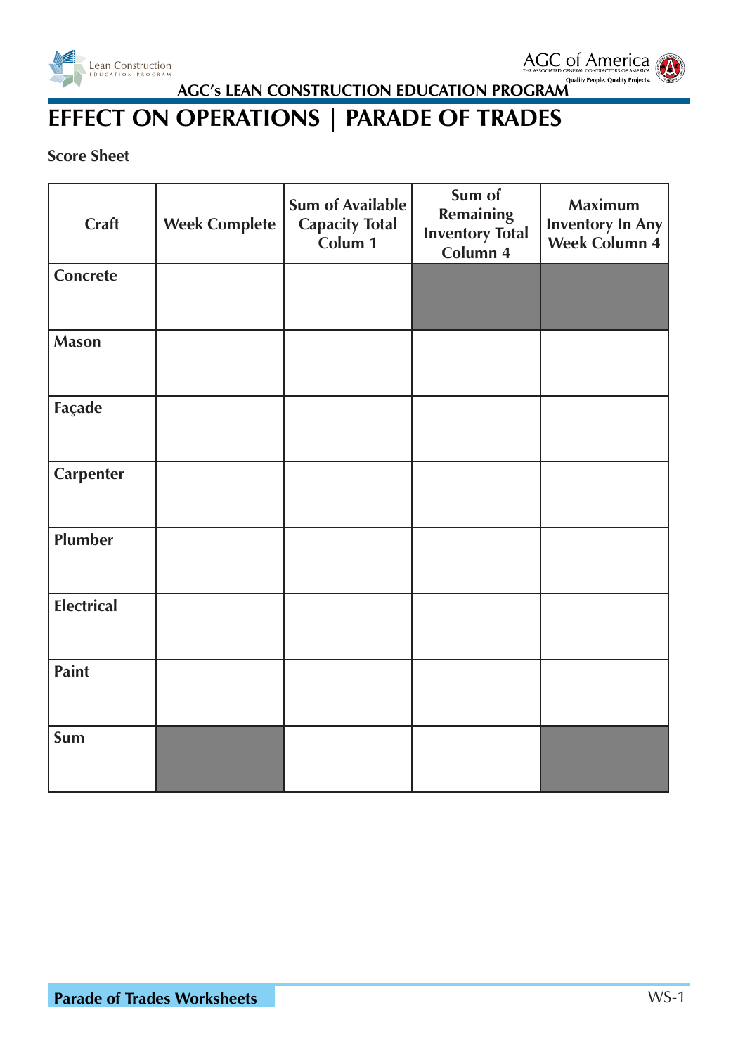AGC's LEAN CONSTRUCTION EDUCATION PROGRAM

# EFFECT ON OPERATIONS | PARADE OF TRADES

**Score Sheet**

| Craft | Week Complete | Sum of Available Capacity Total Colum 1 | Sum of Remaining Inventory Total Column 4 | Maximum Inventory In Any Week Column 4 |
|---|---|---|---|---|
| Concrete | | | | |
| Mason | | | | |
| Façade | | | | |
| Carpenter | | | | |
| Plumber | | | | |
| Electrical | | | | |
| Paint | | | | |
| Sum | | | | |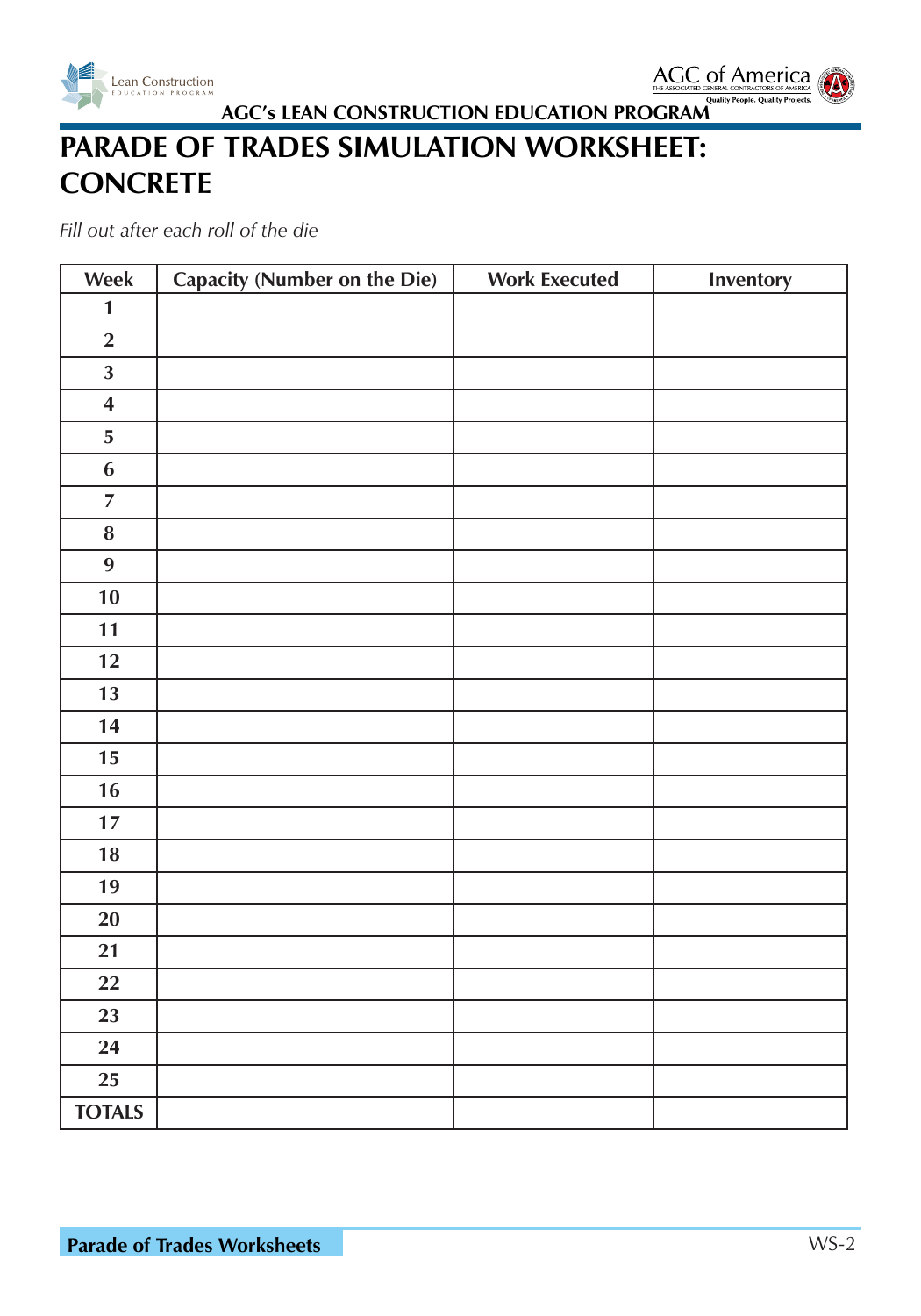# PARADE OF TRADES SIMULATION WORKSHEET: CONCRETE

*Fill out after each roll of the die*

| Week | Capacity (Number on the Die) | Work Executed | Inventory |
|---|---|---|---|
| 1 | | | |
| 2 | | | |
| 3 | | | |
| 4 | | | |
| 5 | | | |
| 6 | | | |
| 7 | | | |
| 8 | | | |
| 9 | | | |
| 10 | | | |
| 11 | | | |
| 12 | | | |
| 13 | | | |
| 14 | | | |
| 15 | | | |
| 16 | | | |
| 17 | | | |
| 18 | | | |
| 19 | | | |
| 20 | | | |
| 21 | | | |
| 22 | | | |
| 23 | | | |
| 24 | | | |
| 25 | | | |
| TOTALS | | | |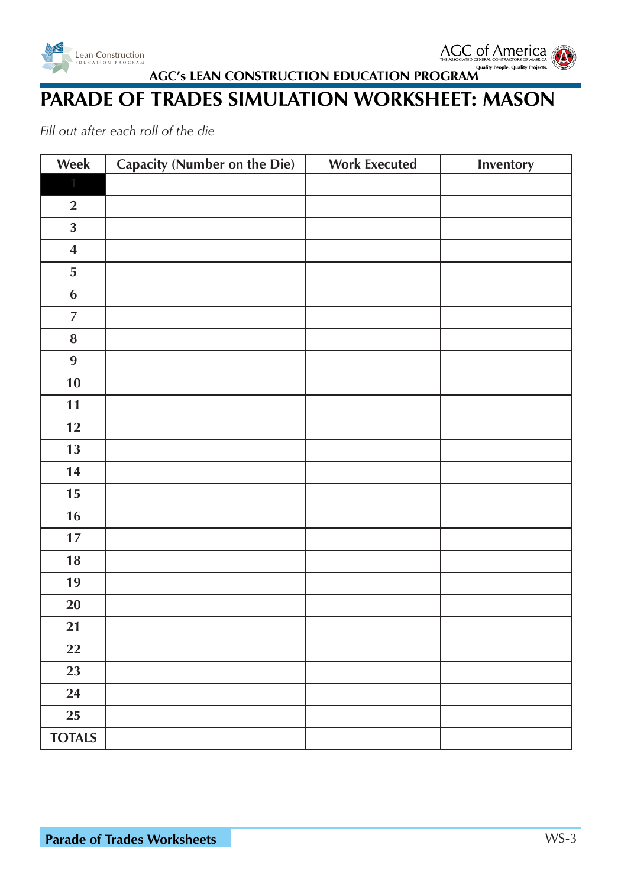AGC's LEAN CONSTRUCTION EDUCATION PROGRAM

# PARADE OF TRADES SIMULATION WORKSHEET: MASON

*Fill out after each roll of the die*

| Week | Capacity (Number on the Die) | Work Executed | Inventory |
|---|---|---|---|
| 1 | | | |
| 2 | | | |
| 3 | | | |
| 4 | | | |
| 5 | | | |
| 6 | | | |
| 7 | | | |
| 8 | | | |
| 9 | | | |
| 10 | | | |
| 11 | | | |
| 12 | | | |
| 13 | | | |
| 14 | | | |
| 15 | | | |
| 16 | | | |
| 17 | | | |
| 18 | | | |
| 19 | | | |
| 20 | | | |
| 21 | | | |
| 22 | | | |
| 23 | | | |
| 24 | | | |
| 25 | | | |
| TOTALS | | | |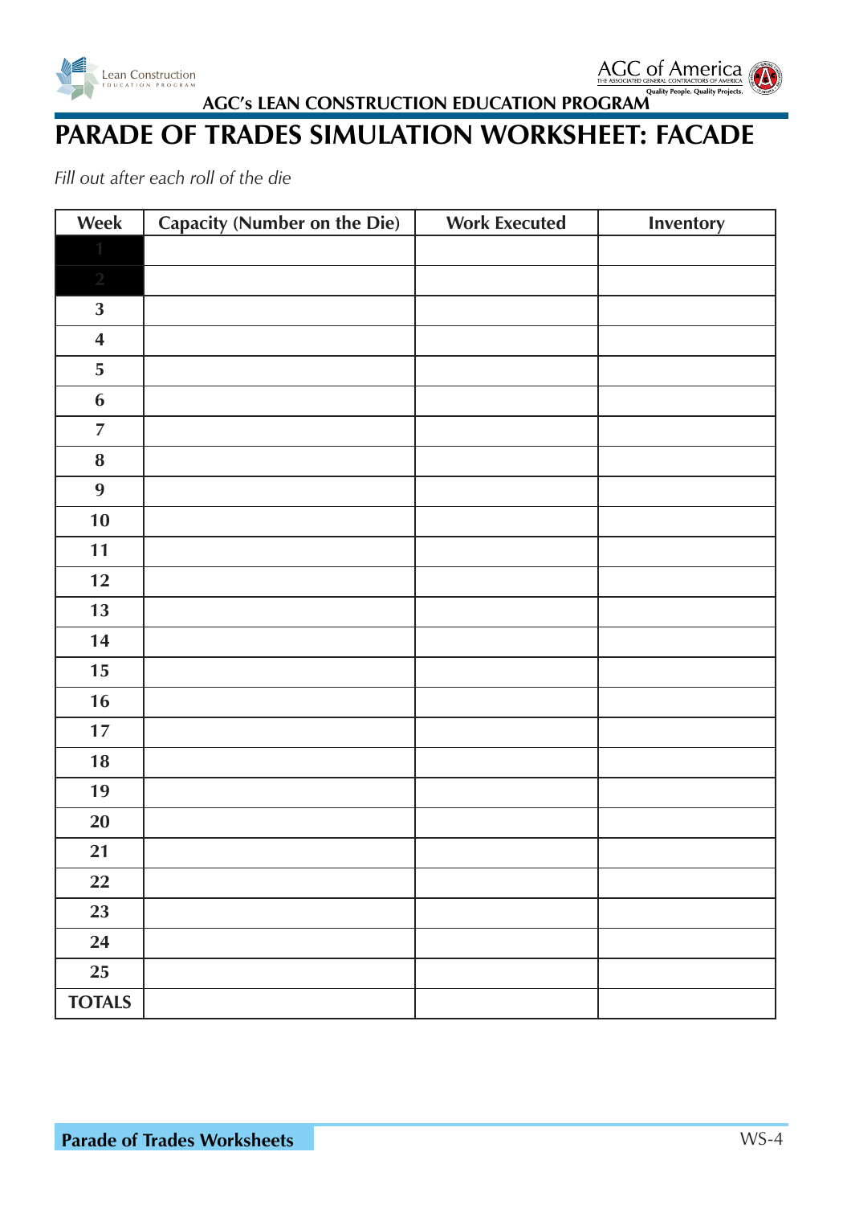AGC's LEAN CONSTRUCTION EDUCATION PROGRAM

# PARADE OF TRADES SIMULATION WORKSHEET: FACADE

*Fill out after each roll of the die*

| Week | Capacity (Number on the Die) | Work Executed | Inventory |
|---|---|---|---|
| 1 | | | |
| 2 | | | |
| 3 | | | |
| 4 | | | |
| 5 | | | |
| 6 | | | |
| 7 | | | |
| 8 | | | |
| 9 | | | |
| 10 | | | |
| 11 | | | |
| 12 | | | |
| 13 | | | |
| 14 | | | |
| 15 | | | |
| 16 | | | |
| 17 | | | |
| 18 | | | |
| 19 | | | |
| 20 | | | |
| 21 | | | |
| 22 | | | |
| 23 | | | |
| 24 | | | |
| 25 | | | |
| TOTALS | | | |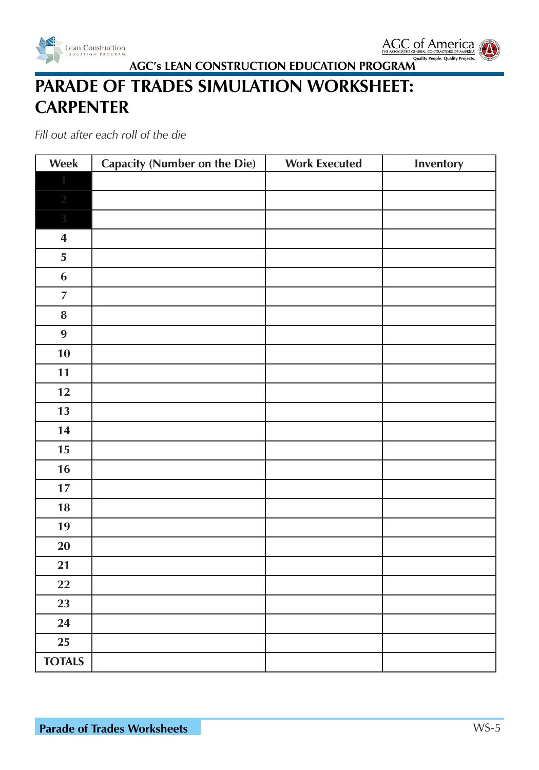AGC's LEAN CONSTRUCTION EDUCATION PROGRAM

# PARADE OF TRADES SIMULATION WORKSHEET: CARPENTER

*Fill out after each roll of the die*

| Week | Capacity (Number on the Die) | Work Executed | Inventory |
|---|---|---|---|
| 1 | | | |
| 2 | | | |
| 3 | | | |
| 4 | | | |
| 5 | | | |
| 6 | | | |
| 7 | | | |
| 8 | | | |
| 9 | | | |
| 10 | | | |
| 11 | | | |
| 12 | | | |
| 13 | | | |
| 14 | | | |
| 15 | | | |
| 16 | | | |
| 17 | | | |
| 18 | | | |
| 19 | | | |
| 20 | | | |
| 21 | | | |
| 22 | | | |
| 23 | | | |
| 24 | | | |
| 25 | | | |
| TOTALS | | | |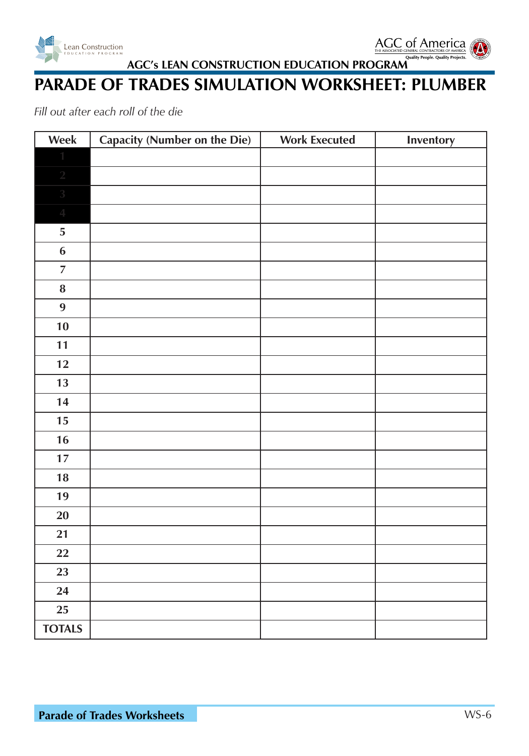AGC's LEAN CONSTRUCTION EDUCATION PROGRAM

# PARADE OF TRADES SIMULATION WORKSHEET: PLUMBER

*Fill out after each roll of the die*

| Week | Capacity (Number on the Die) | Work Executed | Inventory |
|---|---|---|---|
| 1 | | | |
| 2 | | | |
| 3 | | | |
| 4 | | | |
| 5 | | | |
| 6 | | | |
| 7 | | | |
| 8 | | | |
| 9 | | | |
| 10 | | | |
| 11 | | | |
| 12 | | | |
| 13 | | | |
| 14 | | | |
| 15 | | | |
| 16 | | | |
| 17 | | | |
| 18 | | | |
| 19 | | | |
| 20 | | | |
| 21 | | | |
| 22 | | | |
| 23 | | | |
| 24 | | | |
| 25 | | | |
| TOTALS | | | |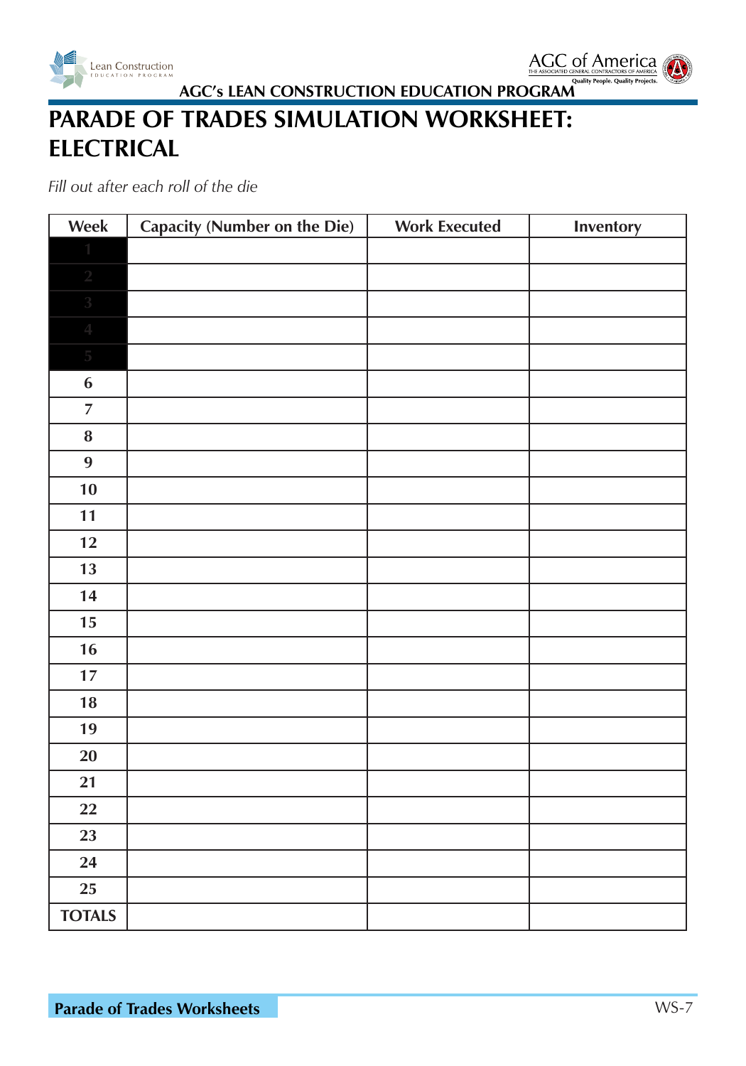# PARADE OF TRADES SIMULATION WORKSHEET: ELECTRICAL

*Fill out after each roll of the die*

| Week | Capacity (Number on the Die) | Work Executed | Inventory |
|---|---|---|---|
| 1 | | | |
| 2 | | | |
| 3 | | | |
| 4 | | | |
| 5 | | | |
| 6 | | | |
| 7 | | | |
| 8 | | | |
| 9 | | | |
| 10 | | | |
| 11 | | | |
| 12 | | | |
| 13 | | | |
| 14 | | | |
| 15 | | | |
| 16 | | | |
| 17 | | | |
| 18 | | | |
| 19 | | | |
| 20 | | | |
| 21 | | | |
| 22 | | | |
| 23 | | | |
| 24 | | | |
| 25 | | | |
| TOTALS | | | |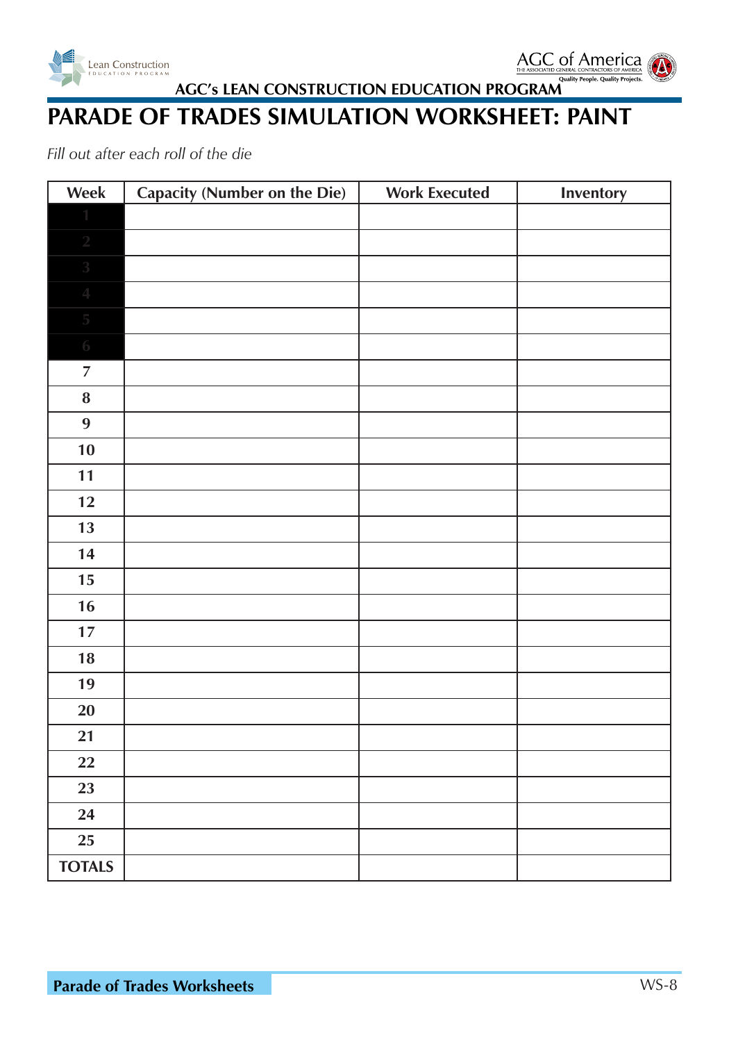AGC's LEAN CONSTRUCTION EDUCATION PROGRAM

# PARADE OF TRADES SIMULATION WORKSHEET: PAINT

*Fill out after each roll of the die*

| Week | Capacity (Number on the Die) | Work Executed | Inventory |
|---|---|---|---|
| 1 | | | |
| 2 | | | |
| 3 | | | |
| 4 | | | |
| 5 | | | |
| 6 | | | |
| 7 | | | |
| 8 | | | |
| 9 | | | |
| 10 | | | |
| 11 | | | |
| 12 | | | |
| 13 | | | |
| 14 | | | |
| 15 | | | |
| 16 | | | |
| 17 | | | |
| 18 | | | |
| 19 | | | |
| 20 | | | |
| 21 | | | |
| 22 | | | |
| 23 | | | |
| 24 | | | |
| 25 | | | |
| TOTALS | | | |